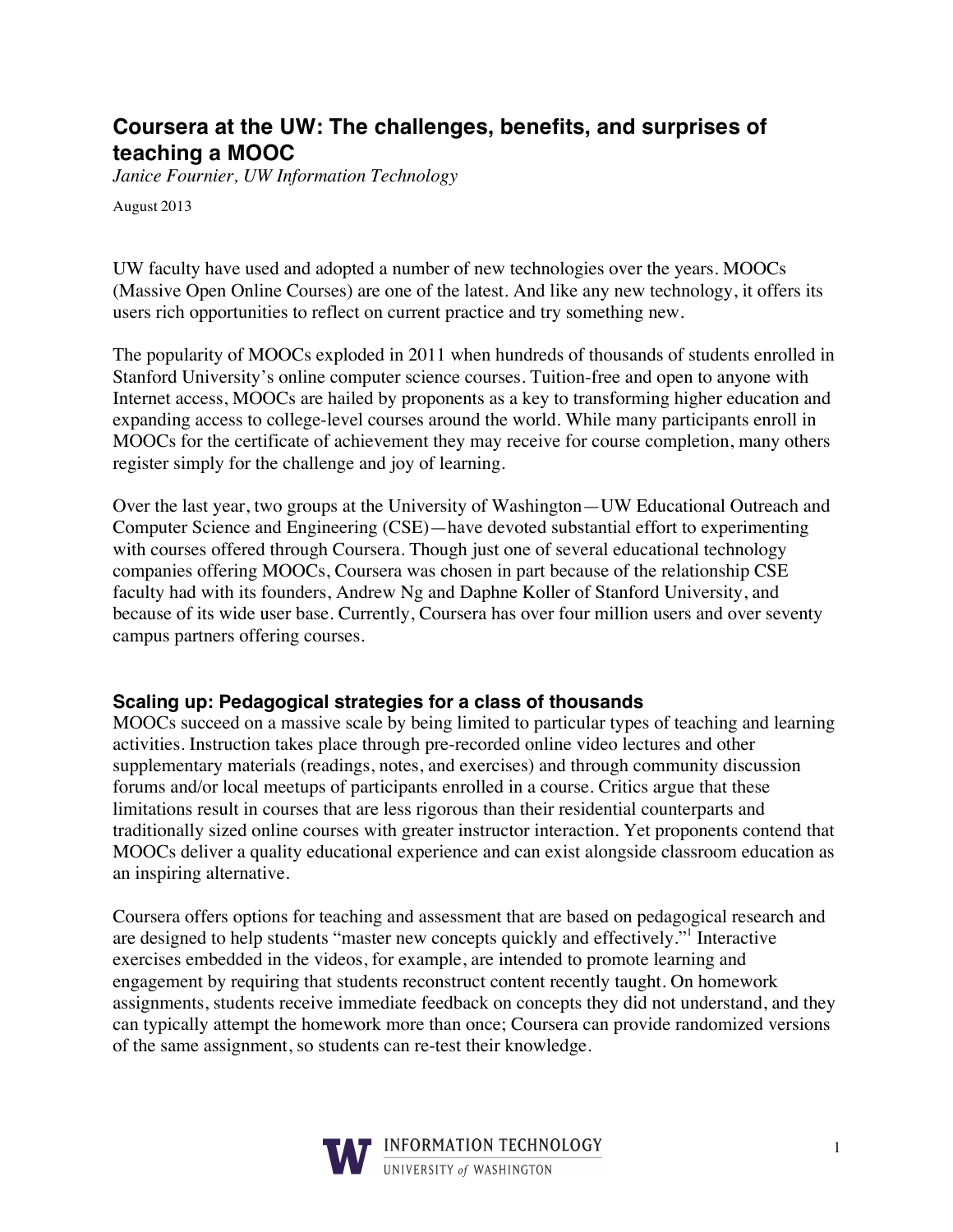# Coursera at the UW: The challenges, benefits, and surprises of teaching a MOOC

*Janice Fournier, UW Information Technology*

August 2013

UW faculty have used and adopted a number of new technologies over the years. MOOCs (Massive Open Online Courses) are one of the latest. And like any new technology, it offers its users rich opportunities to reflect on current practice and try something new.

The popularity of MOOCs exploded in 2011 when hundreds of thousands of students enrolled in Stanford University's online computer science courses. Tuition-free and open to anyone with Internet access, MOOCs are hailed by proponents as a key to transforming higher education and expanding access to college-level courses around the world. While many participants enroll in MOOCs for the certificate of achievement they may receive for course completion, many others register simply for the challenge and joy of learning.

Over the last year, two groups at the University of Washington—UW Educational Outreach and Computer Science and Engineering (CSE)—have devoted substantial effort to experimenting with courses offered through Coursera. Though just one of several educational technology companies offering MOOCs, Coursera was chosen in part because of the relationship CSE faculty had with its founders, Andrew Ng and Daphne Koller of Stanford University, and because of its wide user base. Currently, Coursera has over four million users and over seventy campus partners offering courses.

## Scaling up: Pedagogical strategies for a class of thousands

MOOCs succeed on a massive scale by being limited to particular types of teaching and learning activities. Instruction takes place through pre-recorded online video lectures and other supplementary materials (readings, notes, and exercises) and through community discussion forums and/or local meetups of participants enrolled in a course. Critics argue that these limitations result in courses that are less rigorous than their residential counterparts and traditionally sized online courses with greater instructor interaction. Yet proponents contend that MOOCs deliver a quality educational experience and can exist alongside classroom education as an inspiring alternative.

Coursera offers options for teaching and assessment that are based on pedagogical research and are designed to help students "master new concepts quickly and effectively."[1] Interactive exercises embedded in the videos, for example, are intended to promote learning and engagement by requiring that students reconstruct content recently taught. On homework assignments, students receive immediate feedback on concepts they did not understand, and they can typically attempt the homework more than once; Coursera can provide randomized versions of the same assignment, so students can re-test their knowledge.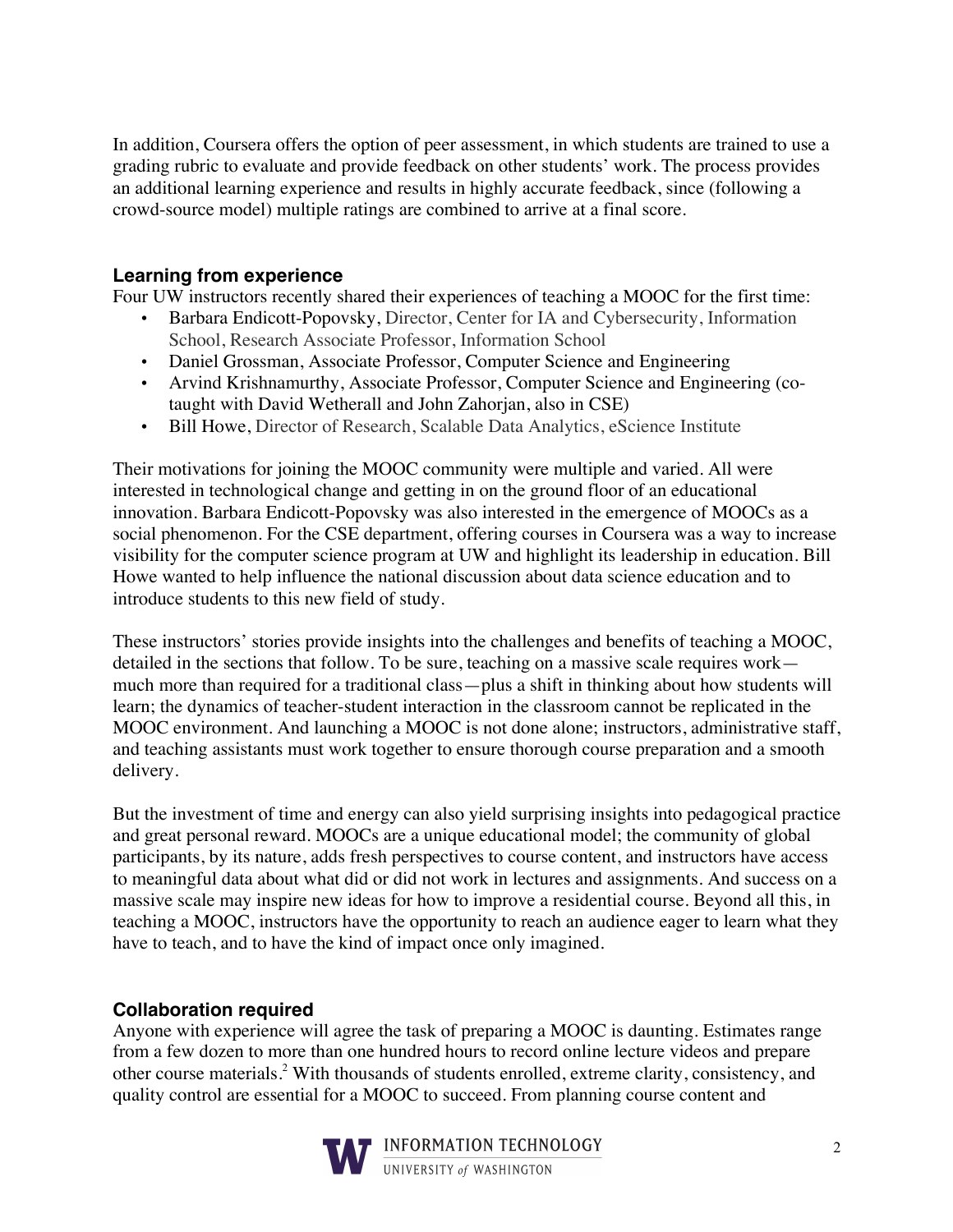In addition, Coursera offers the option of peer assessment, in which students are trained to use a grading rubric to evaluate and provide feedback on other students' work. The process provides an additional learning experience and results in highly accurate feedback, since (following a crowd-source model) multiple ratings are combined to arrive at a final score.

### Learning from experience

Four UW instructors recently shared their experiences of teaching a MOOC for the first time:

- Barbara Endicott-Popovsky, Director, Center for IA and Cybersecurity, Information School, Research Associate Professor, Information School
- Daniel Grossman, Associate Professor, Computer Science and Engineering
- Arvind Krishnamurthy, Associate Professor, Computer Science and Engineering (co-taught with David Wetherall and John Zahorjan, also in CSE)
- Bill Howe, Director of Research, Scalable Data Analytics, eScience Institute

Their motivations for joining the MOOC community were multiple and varied. All were interested in technological change and getting in on the ground floor of an educational innovation. Barbara Endicott-Popovsky was also interested in the emergence of MOOCs as a social phenomenon. For the CSE department, offering courses in Coursera was a way to increase visibility for the computer science program at UW and highlight its leadership in education. Bill Howe wanted to help influence the national discussion about data science education and to introduce students to this new field of study.

These instructors' stories provide insights into the challenges and benefits of teaching a MOOC, detailed in the sections that follow. To be sure, teaching on a massive scale requires work—much more than required for a traditional class—plus a shift in thinking about how students will learn; the dynamics of teacher-student interaction in the classroom cannot be replicated in the MOOC environment. And launching a MOOC is not done alone; instructors, administrative staff, and teaching assistants must work together to ensure thorough course preparation and a smooth delivery.

But the investment of time and energy can also yield surprising insights into pedagogical practice and great personal reward. MOOCs are a unique educational model; the community of global participants, by its nature, adds fresh perspectives to course content, and instructors have access to meaningful data about what did or did not work in lectures and assignments. And success on a massive scale may inspire new ideas for how to improve a residential course. Beyond all this, in teaching a MOOC, instructors have the opportunity to reach an audience eager to learn what they have to teach, and to have the kind of impact once only imagined.

### Collaboration required

Anyone with experience will agree the task of preparing a MOOC is daunting. Estimates range from a few dozen to more than one hundred hours to record online lecture videos and prepare other course materials.[2] With thousands of students enrolled, extreme clarity, consistency, and quality control are essential for a MOOC to succeed. From planning course content and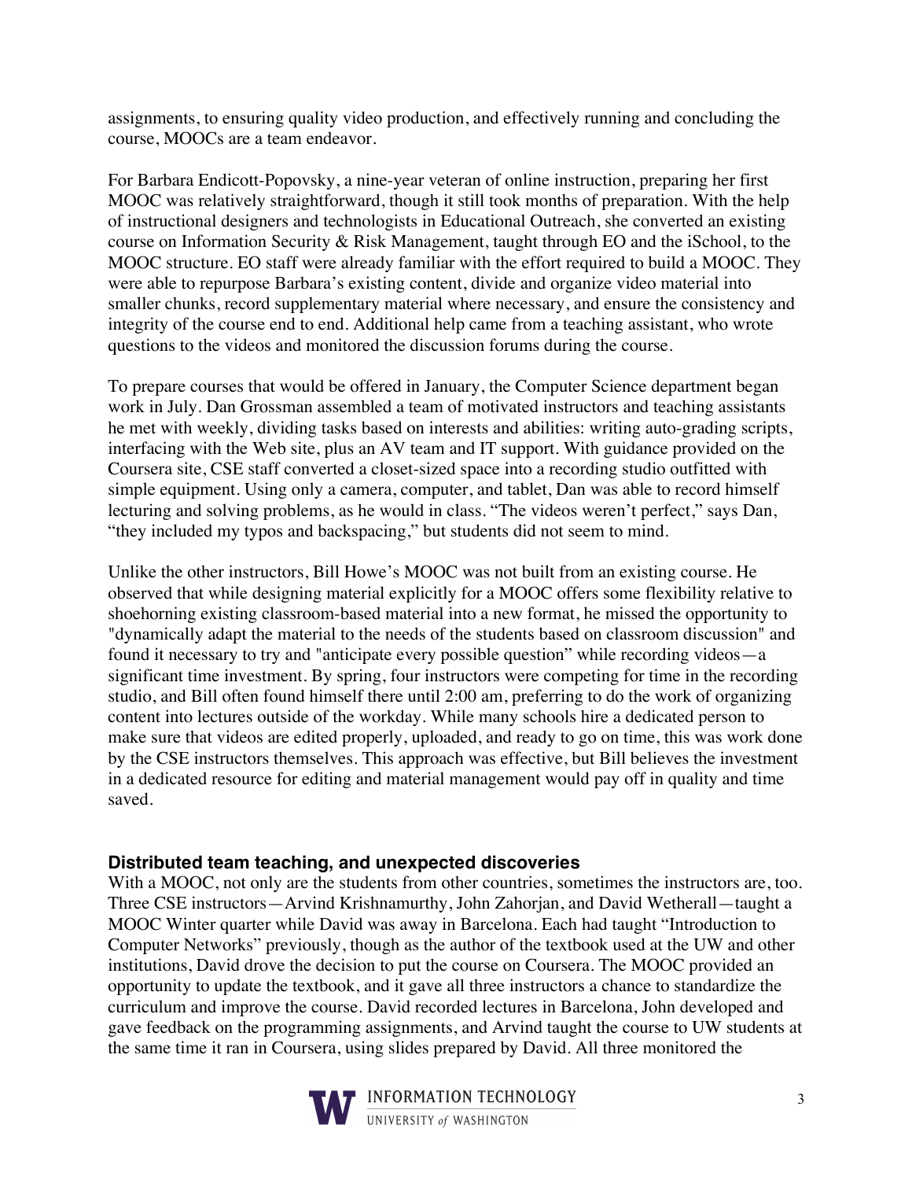assignments, to ensuring quality video production, and effectively running and concluding the course, MOOCs are a team endeavor.

For Barbara Endicott-Popovsky, a nine-year veteran of online instruction, preparing her first MOOC was relatively straightforward, though it still took months of preparation. With the help of instructional designers and technologists in Educational Outreach, she converted an existing course on Information Security & Risk Management, taught through EO and the iSchool, to the MOOC structure. EO staff were already familiar with the effort required to build a MOOC. They were able to repurpose Barbara's existing content, divide and organize video material into smaller chunks, record supplementary material where necessary, and ensure the consistency and integrity of the course end to end. Additional help came from a teaching assistant, who wrote questions to the videos and monitored the discussion forums during the course.

To prepare courses that would be offered in January, the Computer Science department began work in July. Dan Grossman assembled a team of motivated instructors and teaching assistants he met with weekly, dividing tasks based on interests and abilities: writing auto-grading scripts, interfacing with the Web site, plus an AV team and IT support. With guidance provided on the Coursera site, CSE staff converted a closet-sized space into a recording studio outfitted with simple equipment. Using only a camera, computer, and tablet, Dan was able to record himself lecturing and solving problems, as he would in class. "The videos weren't perfect," says Dan, "they included my typos and backspacing," but students did not seem to mind.

Unlike the other instructors, Bill Howe's MOOC was not built from an existing course. He observed that while designing material explicitly for a MOOC offers some flexibility relative to shoehorning existing classroom-based material into a new format, he missed the opportunity to "dynamically adapt the material to the needs of the students based on classroom discussion" and found it necessary to try and "anticipate every possible question" while recording videos—a significant time investment. By spring, four instructors were competing for time in the recording studio, and Bill often found himself there until 2:00 am, preferring to do the work of organizing content into lectures outside of the workday. While many schools hire a dedicated person to make sure that videos are edited properly, uploaded, and ready to go on time, this was work done by the CSE instructors themselves. This approach was effective, but Bill believes the investment in a dedicated resource for editing and material management would pay off in quality and time saved.

### Distributed team teaching, and unexpected discoveries

With a MOOC, not only are the students from other countries, sometimes the instructors are, too. Three CSE instructors—Arvind Krishnamurthy, John Zahorjan, and David Wetherall—taught a MOOC Winter quarter while David was away in Barcelona. Each had taught "Introduction to Computer Networks" previously, though as the author of the textbook used at the UW and other institutions, David drove the decision to put the course on Coursera. The MOOC provided an opportunity to update the textbook, and it gave all three instructors a chance to standardize the curriculum and improve the course. David recorded lectures in Barcelona, John developed and gave feedback on the programming assignments, and Arvind taught the course to UW students at the same time it ran in Coursera, using slides prepared by David. All three monitored the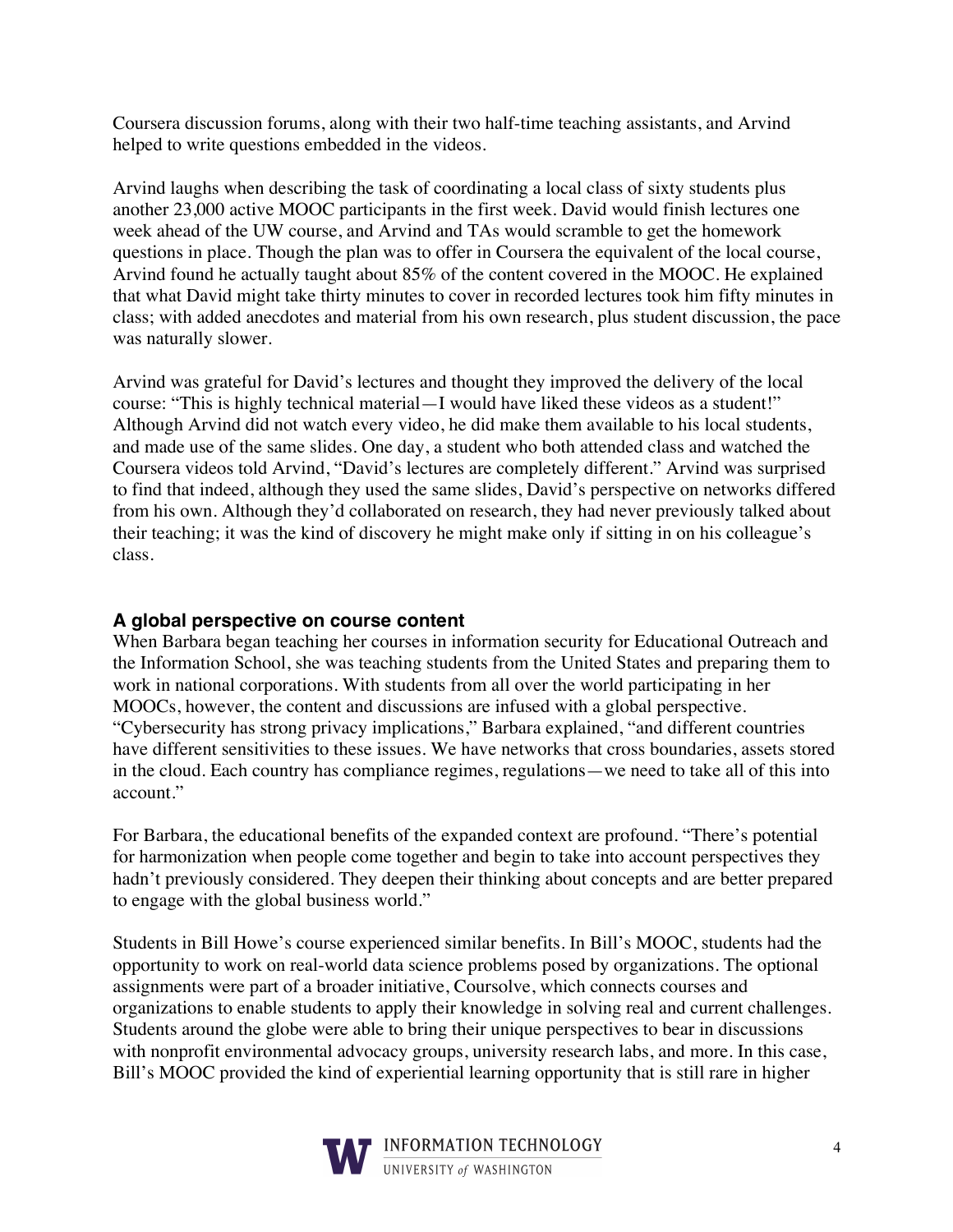Coursera discussion forums, along with their two half-time teaching assistants, and Arvind helped to write questions embedded in the videos.

Arvind laughs when describing the task of coordinating a local class of sixty students plus another 23,000 active MOOC participants in the first week. David would finish lectures one week ahead of the UW course, and Arvind and TAs would scramble to get the homework questions in place. Though the plan was to offer in Coursera the equivalent of the local course, Arvind found he actually taught about 85% of the content covered in the MOOC. He explained that what David might take thirty minutes to cover in recorded lectures took him fifty minutes in class; with added anecdotes and material from his own research, plus student discussion, the pace was naturally slower.

Arvind was grateful for David's lectures and thought they improved the delivery of the local course: "This is highly technical material—I would have liked these videos as a student!" Although Arvind did not watch every video, he did make them available to his local students, and made use of the same slides. One day, a student who both attended class and watched the Coursera videos told Arvind, "David's lectures are completely different." Arvind was surprised to find that indeed, although they used the same slides, David's perspective on networks differed from his own. Although they'd collaborated on research, they had never previously talked about their teaching; it was the kind of discovery he might make only if sitting in on his colleague's class.

### A global perspective on course content

When Barbara began teaching her courses in information security for Educational Outreach and the Information School, she was teaching students from the United States and preparing them to work in national corporations. With students from all over the world participating in her MOOCs, however, the content and discussions are infused with a global perspective. "Cybersecurity has strong privacy implications," Barbara explained, "and different countries have different sensitivities to these issues. We have networks that cross boundaries, assets stored in the cloud. Each country has compliance regimes, regulations—we need to take all of this into account."

For Barbara, the educational benefits of the expanded context are profound. "There's potential for harmonization when people come together and begin to take into account perspectives they hadn't previously considered. They deepen their thinking about concepts and are better prepared to engage with the global business world."

Students in Bill Howe's course experienced similar benefits. In Bill's MOOC, students had the opportunity to work on real-world data science problems posed by organizations. The optional assignments were part of a broader initiative, Coursolve, which connects courses and organizations to enable students to apply their knowledge in solving real and current challenges. Students around the globe were able to bring their unique perspectives to bear in discussions with nonprofit environmental advocacy groups, university research labs, and more. In this case, Bill's MOOC provided the kind of experiential learning opportunity that is still rare in higher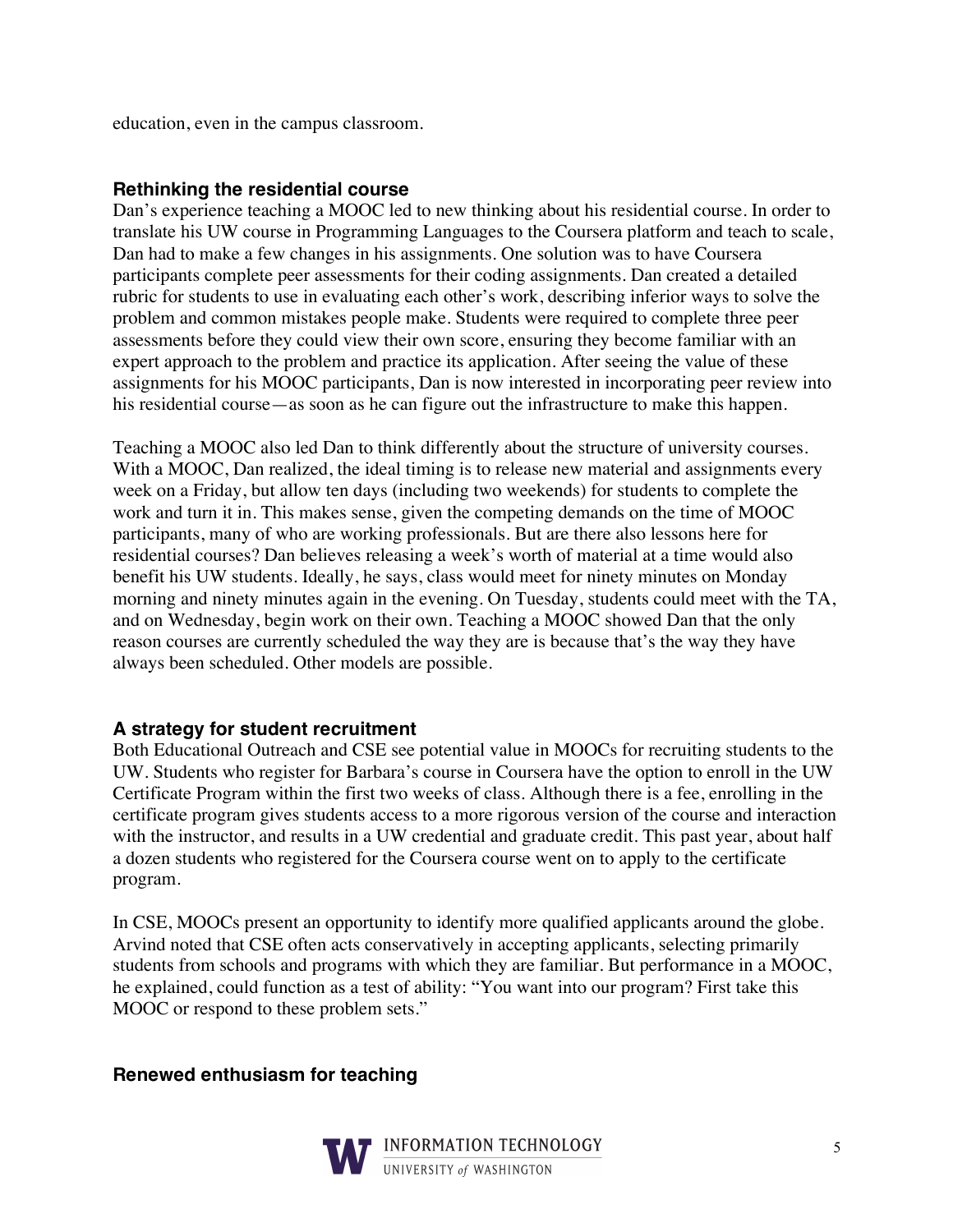education, even in the campus classroom.

### Rethinking the residential course

Dan's experience teaching a MOOC led to new thinking about his residential course. In order to translate his UW course in Programming Languages to the Coursera platform and teach to scale, Dan had to make a few changes in his assignments. One solution was to have Coursera participants complete peer assessments for their coding assignments. Dan created a detailed rubric for students to use in evaluating each other's work, describing inferior ways to solve the problem and common mistakes people make. Students were required to complete three peer assessments before they could view their own score, ensuring they become familiar with an expert approach to the problem and practice its application. After seeing the value of these assignments for his MOOC participants, Dan is now interested in incorporating peer review into his residential course—as soon as he can figure out the infrastructure to make this happen.

Teaching a MOOC also led Dan to think differently about the structure of university courses. With a MOOC, Dan realized, the ideal timing is to release new material and assignments every week on a Friday, but allow ten days (including two weekends) for students to complete the work and turn it in. This makes sense, given the competing demands on the time of MOOC participants, many of who are working professionals. But are there also lessons here for residential courses? Dan believes releasing a week's worth of material at a time would also benefit his UW students. Ideally, he says, class would meet for ninety minutes on Monday morning and ninety minutes again in the evening. On Tuesday, students could meet with the TA, and on Wednesday, begin work on their own. Teaching a MOOC showed Dan that the only reason courses are currently scheduled the way they are is because that's the way they have always been scheduled. Other models are possible.

### A strategy for student recruitment

Both Educational Outreach and CSE see potential value in MOOCs for recruiting students to the UW. Students who register for Barbara's course in Coursera have the option to enroll in the UW Certificate Program within the first two weeks of class. Although there is a fee, enrolling in the certificate program gives students access to a more rigorous version of the course and interaction with the instructor, and results in a UW credential and graduate credit. This past year, about half a dozen students who registered for the Coursera course went on to apply to the certificate program.

In CSE, MOOCs present an opportunity to identify more qualified applicants around the globe. Arvind noted that CSE often acts conservatively in accepting applicants, selecting primarily students from schools and programs with which they are familiar. But performance in a MOOC, he explained, could function as a test of ability: "You want into our program? First take this MOOC or respond to these problem sets."

### Renewed enthusiasm for teaching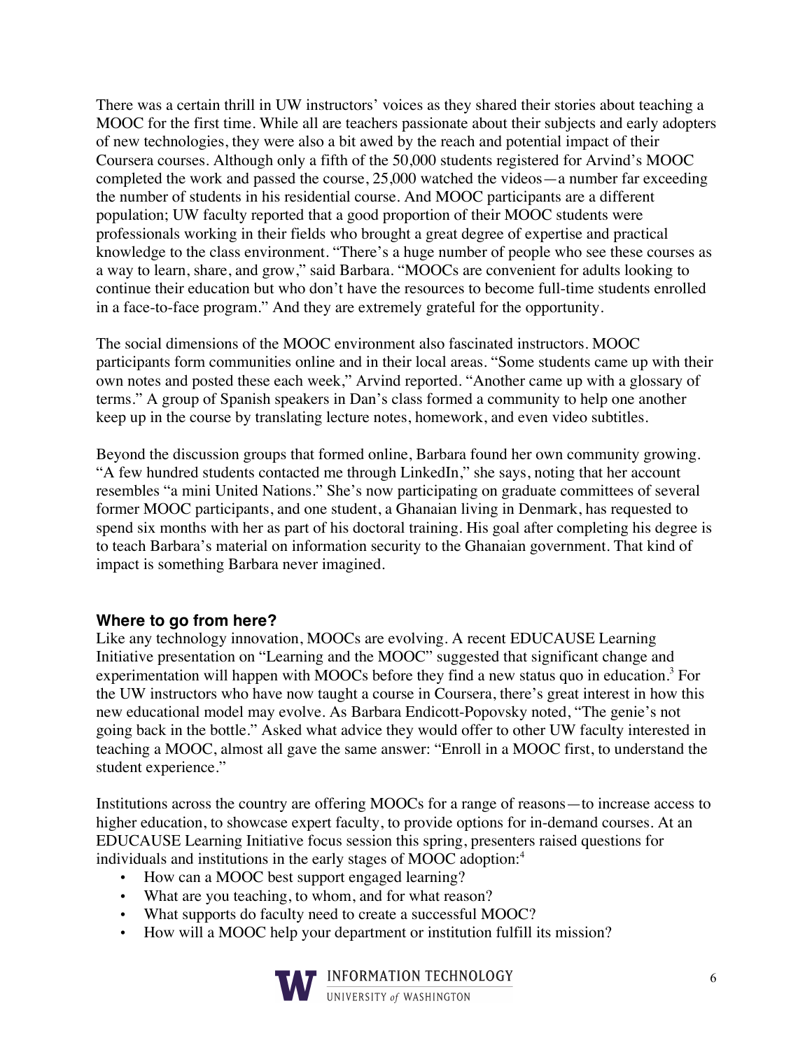There was a certain thrill in UW instructors' voices as they shared their stories about teaching a MOOC for the first time. While all are teachers passionate about their subjects and early adopters of new technologies, they were also a bit awed by the reach and potential impact of their Coursera courses. Although only a fifth of the 50,000 students registered for Arvind's MOOC completed the work and passed the course, 25,000 watched the videos—a number far exceeding the number of students in his residential course. And MOOC participants are a different population; UW faculty reported that a good proportion of their MOOC students were professionals working in their fields who brought a great degree of expertise and practical knowledge to the class environment. "There's a huge number of people who see these courses as a way to learn, share, and grow," said Barbara. "MOOCs are convenient for adults looking to continue their education but who don't have the resources to become full-time students enrolled in a face-to-face program." And they are extremely grateful for the opportunity.

The social dimensions of the MOOC environment also fascinated instructors. MOOC participants form communities online and in their local areas. "Some students came up with their own notes and posted these each week," Arvind reported. "Another came up with a glossary of terms." A group of Spanish speakers in Dan's class formed a community to help one another keep up in the course by translating lecture notes, homework, and even video subtitles.

Beyond the discussion groups that formed online, Barbara found her own community growing. "A few hundred students contacted me through LinkedIn," she says, noting that her account resembles "a mini United Nations." She's now participating on graduate committees of several former MOOC participants, and one student, a Ghanaian living in Denmark, has requested to spend six months with her as part of his doctoral training. His goal after completing his degree is to teach Barbara's material on information security to the Ghanaian government. That kind of impact is something Barbara never imagined.

### Where to go from here?

Like any technology innovation, MOOCs are evolving. A recent EDUCAUSE Learning Initiative presentation on "Learning and the MOOC" suggested that significant change and experimentation will happen with MOOCs before they find a new status quo in education.[3] For the UW instructors who have now taught a course in Coursera, there's great interest in how this new educational model may evolve. As Barbara Endicott-Popovsky noted, "The genie's not going back in the bottle." Asked what advice they would offer to other UW faculty interested in teaching a MOOC, almost all gave the same answer: "Enroll in a MOOC first, to understand the student experience."

Institutions across the country are offering MOOCs for a range of reasons—to increase access to higher education, to showcase expert faculty, to provide options for in-demand courses. At an EDUCAUSE Learning Initiative focus session this spring, presenters raised questions for individuals and institutions in the early stages of MOOC adoption:[4]

- How can a MOOC best support engaged learning?
- What are you teaching, to whom, and for what reason?
- What supports do faculty need to create a successful MOOC?
- How will a MOOC help your department or institution fulfill its mission?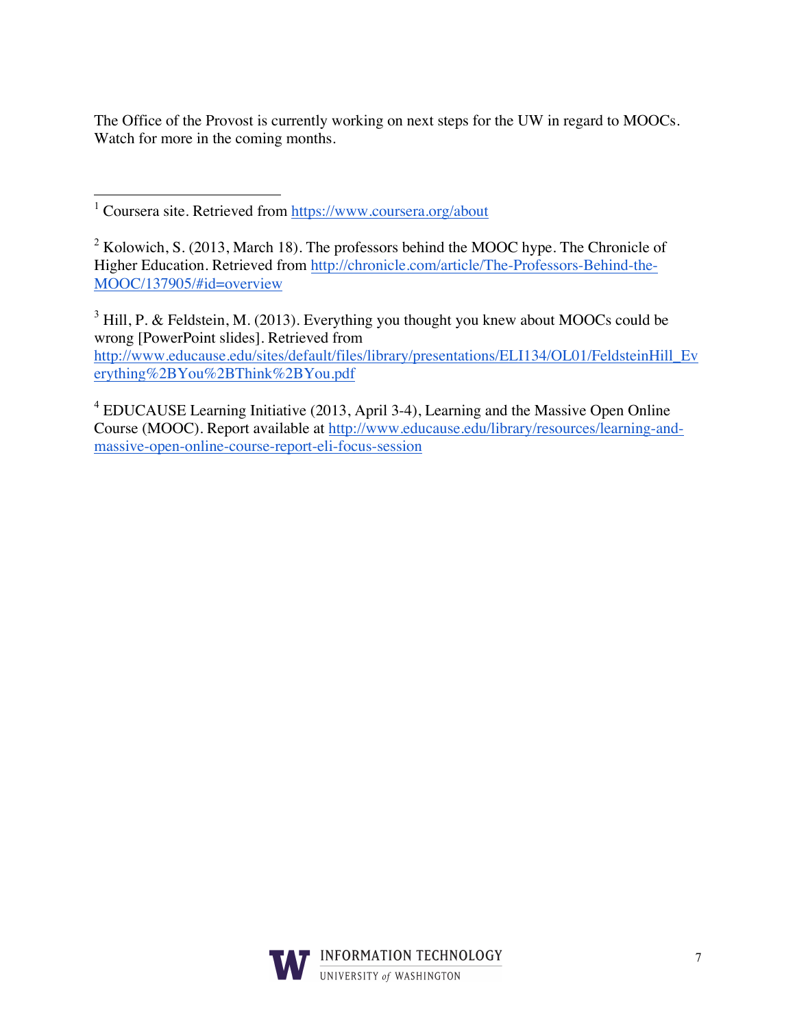The Office of the Provost is currently working on next steps for the UW in regard to MOOCs. Watch for more in the coming months.

---

[1] Coursera site. Retrieved from https://www.coursera.org/about

[2] Kolowich, S. (2013, March 18). The professors behind the MOOC hype. The Chronicle of Higher Education. Retrieved from http://chronicle.com/article/The-Professors-Behind-the-MOOC/137905/#id=overview

[3] Hill, P. & Feldstein, M. (2013). Everything you thought you knew about MOOCs could be wrong [PowerPoint slides]. Retrieved from http://www.educause.edu/sites/default/files/library/presentations/ELI134/OL01/FeldsteinHill_Everything%2BYou%2BThink%2BYou.pdf

[4] EDUCAUSE Learning Initiative (2013, April 3-4), Learning and the Massive Open Online Course (MOOC). Report available at http://www.educause.edu/library/resources/learning-and-massive-open-online-course-report-eli-focus-session